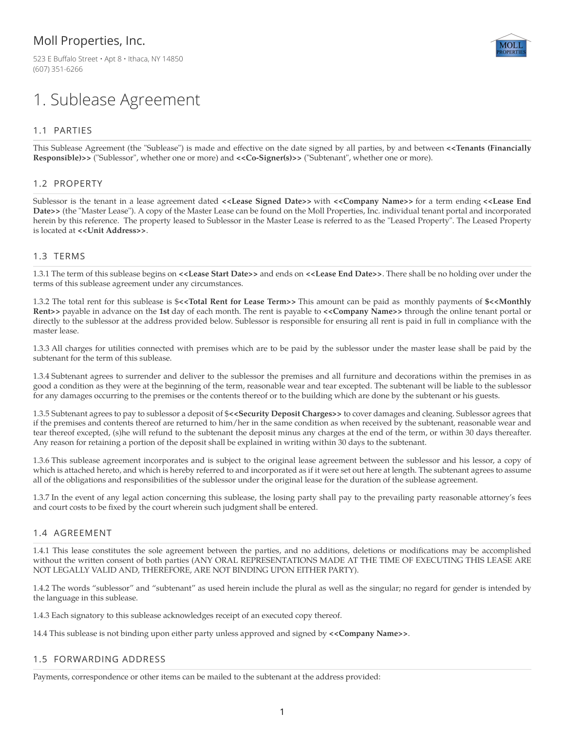Moll Properties, Inc.

523 E Buffalo Street • Apt 8 • Ithaca, NY 14850
(607) 351-6266

# 1. Sublease Agreement

## 1.1 PARTIES

This Sublease Agreement (the "Sublease") is made and effective on the date signed by all parties, by and between **<<Tenants (Financially Responsible)>>** ("Sublessor", whether one or more) and **<<Co-Signer(s)>>** ("Subtenant", whether one or more).

## 1.2 PROPERTY

Sublessor is the tenant in a lease agreement dated **<<Lease Signed Date>>** with **<<Company Name>>** for a term ending **<<Lease End Date>>** (the "Master Lease"). A copy of the Master Lease can be found on the Moll Properties, Inc. individual tenant portal and incorporated herein by this reference. The property leased to Sublessor in the Master Lease is referred to as the "Leased Property". The Leased Property is located at **<<Unit Address>>**.

## 1.3 TERMS

1.3.1 The term of this sublease begins on **<<Lease Start Date>>** and ends on **<<Lease End Date>>**. There shall be no holding over under the terms of this sublease agreement under any circumstances.

1.3.2 The total rent for this sublease is $**<<Total Rent for Lease Term>>** This amount can be paid as monthly payments of **$<<Monthly Rent>>** payable in advance on the **1st** day of each month. The rent is payable to **<<Company Name>>** through the online tenant portal or directly to the sublessor at the address provided below. Sublessor is responsible for ensuring all rent is paid in full in compliance with the master lease.

1.3.3 All charges for utilities connected with premises which are to be paid by the sublessor under the master lease shall be paid by the subtenant for the term of this sublease.

1.3.4 Subtenant agrees to surrender and deliver to the sublessor the premises and all furniture and decorations within the premises in as good a condition as they were at the beginning of the term, reasonable wear and tear excepted. The subtenant will be liable to the sublessor for any damages occurring to the premises or the contents thereof or to the building which are done by the subtenant or his guests.

1.3.5 Subtenant agrees to pay to sublessor a deposit of $**<<Security Deposit Charges>>** to cover damages and cleaning. Sublessor agrees that if the premises and contents thereof are returned to him/her in the same condition as when received by the subtenant, reasonable wear and tear thereof excepted, (s)he will refund to the subtenant the deposit minus any charges at the end of the term, or within 30 days thereafter. Any reason for retaining a portion of the deposit shall be explained in writing within 30 days to the subtenant.

1.3.6 This sublease agreement incorporates and is subject to the original lease agreement between the sublessor and his lessor, a copy of which is attached hereto, and which is hereby referred to and incorporated as if it were set out here at length. The subtenant agrees to assume all of the obligations and responsibilities of the sublessor under the original lease for the duration of the sublease agreement.

1.3.7 In the event of any legal action concerning this sublease, the losing party shall pay to the prevailing party reasonable attorney's fees and court costs to be fixed by the court wherein such judgment shall be entered.

## 1.4 AGREEMENT

1.4.1 This lease constitutes the sole agreement between the parties, and no additions, deletions or modifications may be accomplished without the written consent of both parties (ANY ORAL REPRESENTATIONS MADE AT THE TIME OF EXECUTING THIS LEASE ARE NOT LEGALLY VALID AND, THEREFORE, ARE NOT BINDING UPON EITHER PARTY).

1.4.2 The words "sublessor" and "subtenant" as used herein include the plural as well as the singular; no regard for gender is intended by the language in this sublease.

1.4.3 Each signatory to this sublease acknowledges receipt of an executed copy thereof.

14.4 This sublease is not binding upon either party unless approved and signed by **<<Company Name>>**.

## 1.5 FORWARDING ADDRESS

Payments, correspondence or other items can be mailed to the subtenant at the address provided: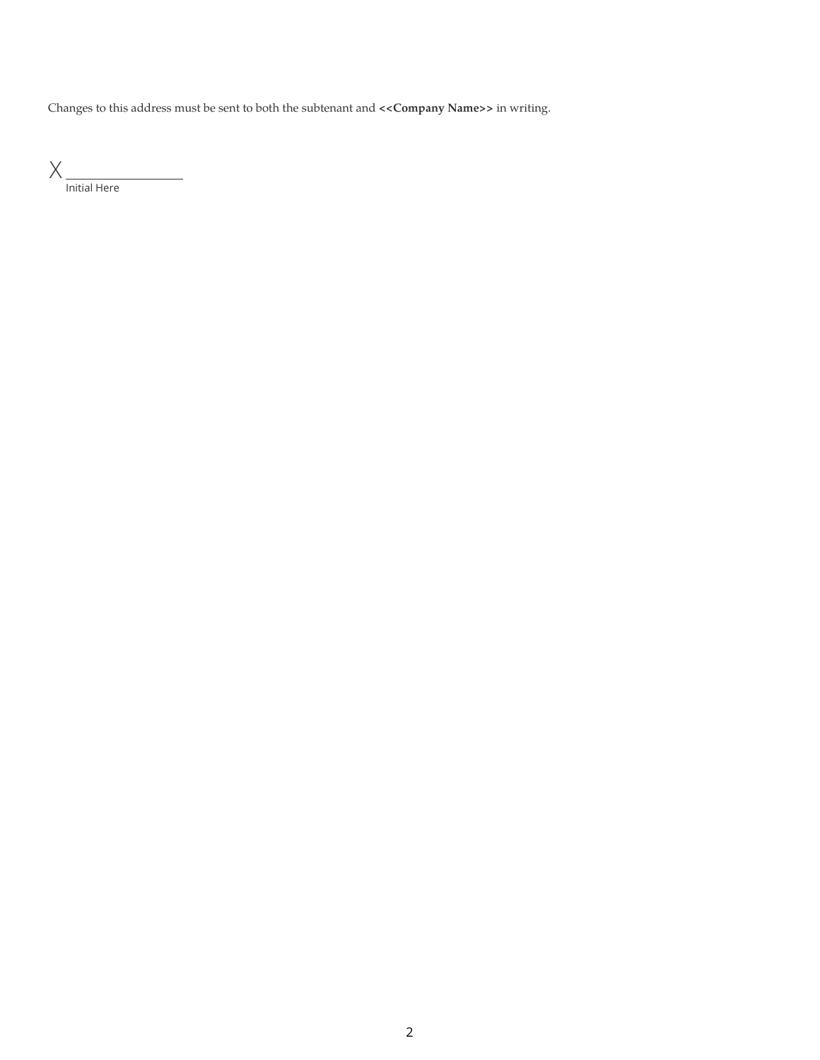Changes to this address must be sent to both the subtenant and **<<Company Name>>** in writing.

X ____________________
Initial Here